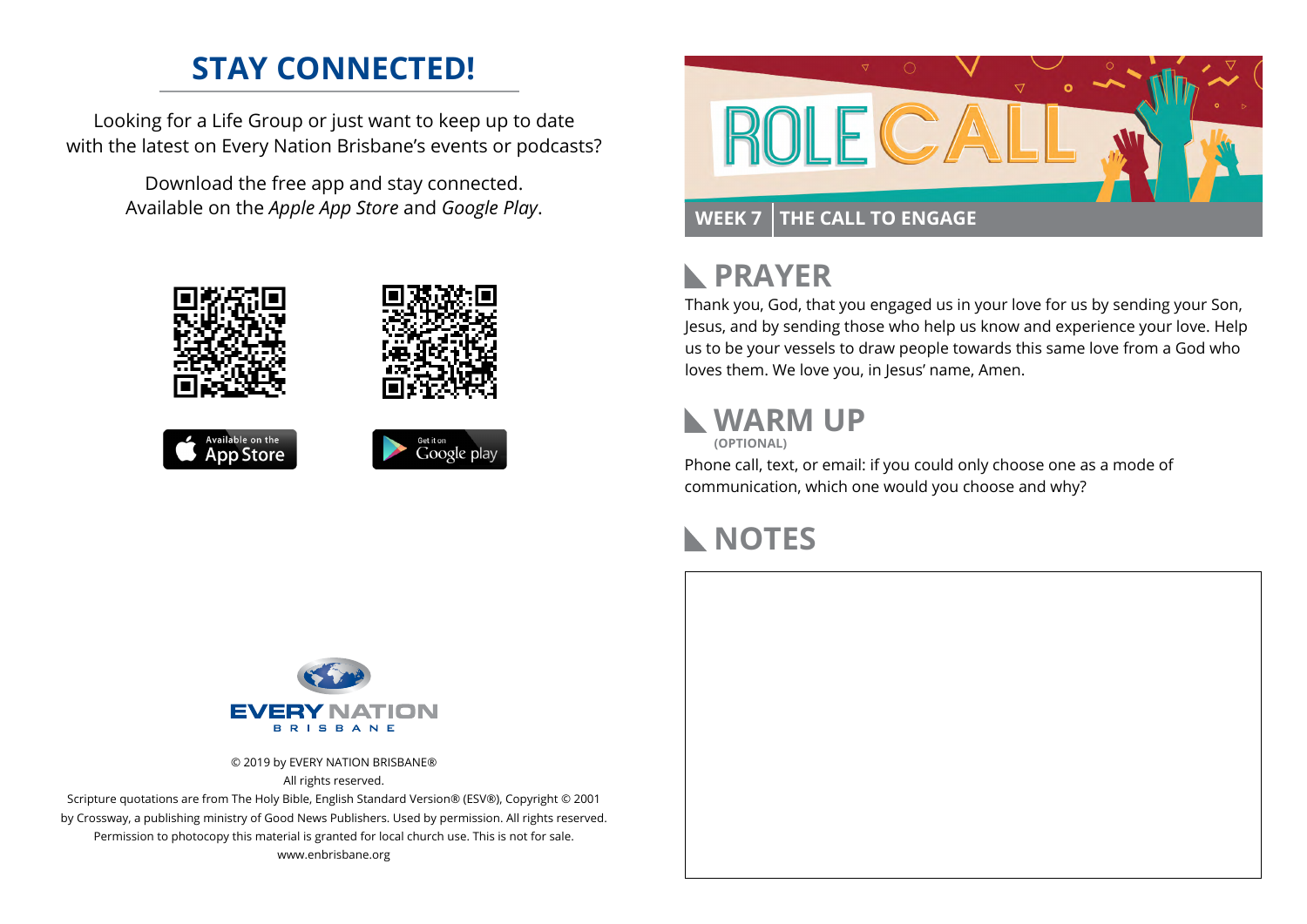## STAY CONNECTED!

Looking for a Life Group or just want to keep up to date with the latest on Every Nation Brisbane's events or podcasts?

Download the free app and stay connected. Available on the *Apple App Store* and *Google Play*.

Available on the App Store

Get it on Google play

EVERY NATION
BRISBANE

© 2019 by EVERY NATION BRISBANE®
All rights reserved.
Scripture quotations are from The Holy Bible, English Standard Version® (ESV®), Copyright © 2001 by Crossway, a publishing ministry of Good News Publishers. Used by permission. All rights reserved.
Permission to photocopy this material is granted for local church use. This is not for sale.
www.enbrisbane.org

# ROLE CALL

**WEEK 7 | THE CALL TO ENGAGE**

## PRAYER

Thank you, God, that you engaged us in your love for us by sending your Son, Jesus, and by sending those who help us know and experience your love. Help us to be your vessels to draw people towards this same love from a God who loves them. We love you, in Jesus' name, Amen.

## WARM UP

**(OPTIONAL)**

Phone call, text, or email: if you could only choose one as a mode of communication, which one would you choose and why?

## NOTES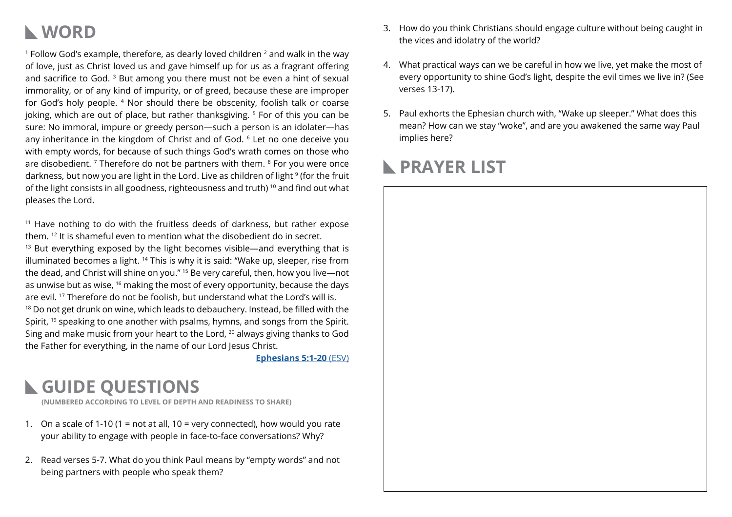## WORD

[1] Follow God's example, therefore, as dearly loved children [2] and walk in the way of love, just as Christ loved us and gave himself up for us as a fragrant offering and sacrifice to God. [3] But among you there must not be even a hint of sexual immorality, or of any kind of impurity, or of greed, because these are improper for God's holy people. [4] Nor should there be obscenity, foolish talk or coarse joking, which are out of place, but rather thanksgiving. [5] For of this you can be sure: No immoral, impure or greedy person—such a person is an idolater—has any inheritance in the kingdom of Christ and of God. [6] Let no one deceive you with empty words, for because of such things God's wrath comes on those who are disobedient. [7] Therefore do not be partners with them. [8] For you were once darkness, but now you are light in the Lord. Live as children of light [9] (for the fruit of the light consists in all goodness, righteousness and truth) [10] and find out what pleases the Lord.

[11] Have nothing to do with the fruitless deeds of darkness, but rather expose them. [12] It is shameful even to mention what the disobedient do in secret.
[13] But everything exposed by the light becomes visible—and everything that is illuminated becomes a light. [14] This is why it is said: "Wake up, sleeper, rise from the dead, and Christ will shine on you." [15] Be very careful, then, how you live—not as unwise but as wise, [16] making the most of every opportunity, because the days are evil. [17] Therefore do not be foolish, but understand what the Lord's will is.
[18] Do not get drunk on wine, which leads to debauchery. Instead, be filled with the Spirit, [19] speaking to one another with psalms, hymns, and songs from the Spirit. Sing and make music from your heart to the Lord, [20] always giving thanks to God the Father for everything, in the name of our Lord Jesus Christ.

**Ephesians 5:1-20** (ESV)

## GUIDE QUESTIONS

**(NUMBERED ACCORDING TO LEVEL OF DEPTH AND READINESS TO SHARE)**

1. On a scale of 1-10 (1 = not at all, 10 = very connected), how would you rate your ability to engage with people in face-to-face conversations? Why?
2. Read verses 5-7. What do you think Paul means by "empty words" and not being partners with people who speak them?
3. How do you think Christians should engage culture without being caught in the vices and idolatry of the world?
4. What practical ways can we be careful in how we live, yet make the most of every opportunity to shine God's light, despite the evil times we live in? (See verses 13-17).
5. Paul exhorts the Ephesian church with, "Wake up sleeper." What does this mean? How can we stay "woke", and are you awakened the same way Paul implies here?

## PRAYER LIST